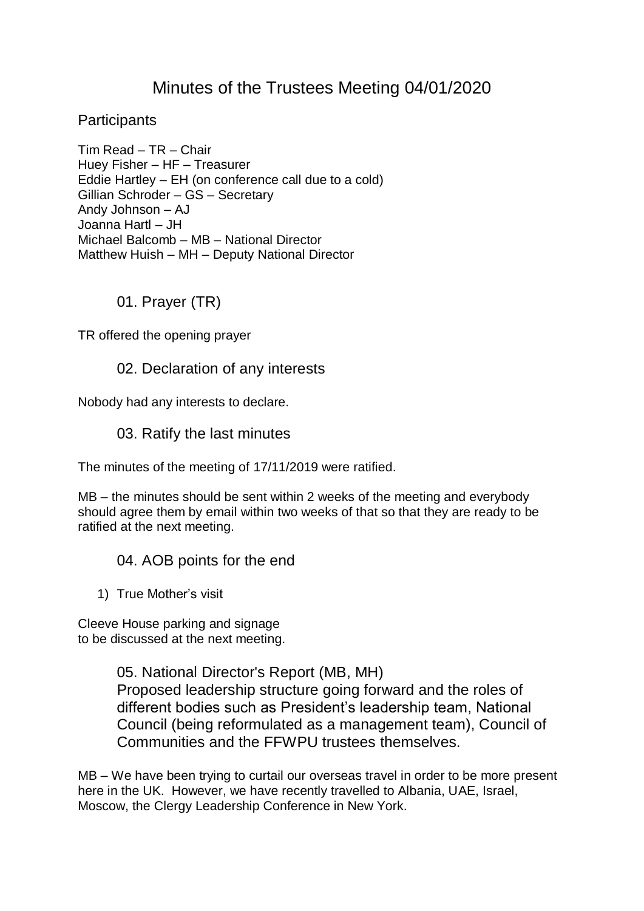# Minutes of the Trustees Meeting 04/01/2020

## Participants

Tim Read – TR – Chair
Huey Fisher – HF – Treasurer
Eddie Hartley – EH (on conference call due to a cold)
Gillian Schroder – GS – Secretary
Andy Johnson – AJ
Joanna Hartl – JH
Michael Balcomb – MB – National Director
Matthew Huish – MH – Deputy National Director

### 01. Prayer (TR)

TR offered the opening prayer

### 02. Declaration of any interests

Nobody had any interests to declare.

### 03. Ratify the last minutes

The minutes of the meeting of 17/11/2019 were ratified.

MB – the minutes should be sent within 2 weeks of the meeting and everybody should agree them by email within two weeks of that so that they are ready to be ratified at the next meeting.

### 04. AOB points for the end

1) True Mother's visit

Cleeve House parking and signage
to be discussed at the next meeting.

### 05. National Director's Report (MB, MH)

Proposed leadership structure going forward and the roles of different bodies such as President's leadership team, National Council (being reformulated as a management team), Council of Communities and the FFWPU trustees themselves.

MB – We have been trying to curtail our overseas travel in order to be more present here in the UK. However, we have recently travelled to Albania, UAE, Israel, Moscow, the Clergy Leadership Conference in New York.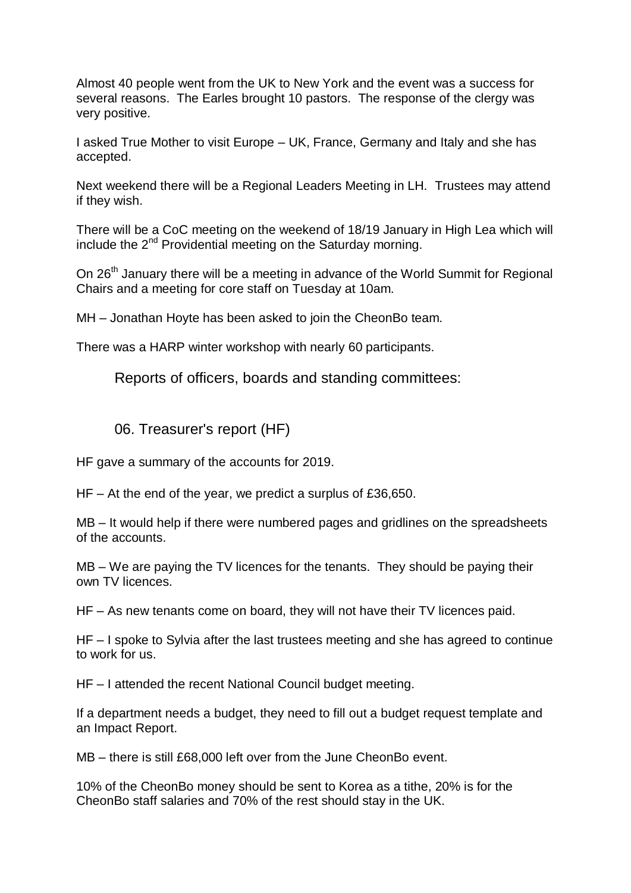Almost 40 people went from the UK to New York and the event was a success for several reasons. The Earles brought 10 pastors. The response of the clergy was very positive.

I asked True Mother to visit Europe – UK, France, Germany and Italy and she has accepted.

Next weekend there will be a Regional Leaders Meeting in LH. Trustees may attend if they wish.

There will be a CoC meeting on the weekend of 18/19 January in High Lea which will include the 2nd Providential meeting on the Saturday morning.

On 26th January there will be a meeting in advance of the World Summit for Regional Chairs and a meeting for core staff on Tuesday at 10am.

MH – Jonathan Hoyte has been asked to join the CheonBo team.

There was a HARP winter workshop with nearly 60 participants.

## Reports of officers, boards and standing committees:

## 06. Treasurer's report (HF)

HF gave a summary of the accounts for 2019.

HF – At the end of the year, we predict a surplus of £36,650.

MB – It would help if there were numbered pages and gridlines on the spreadsheets of the accounts.

MB – We are paying the TV licences for the tenants. They should be paying their own TV licences.

HF – As new tenants come on board, they will not have their TV licences paid.

HF – I spoke to Sylvia after the last trustees meeting and she has agreed to continue to work for us.

HF – I attended the recent National Council budget meeting.

If a department needs a budget, they need to fill out a budget request template and an Impact Report.

MB – there is still £68,000 left over from the June CheonBo event.

10% of the CheonBo money should be sent to Korea as a tithe, 20% is for the CheonBo staff salaries and 70% of the rest should stay in the UK.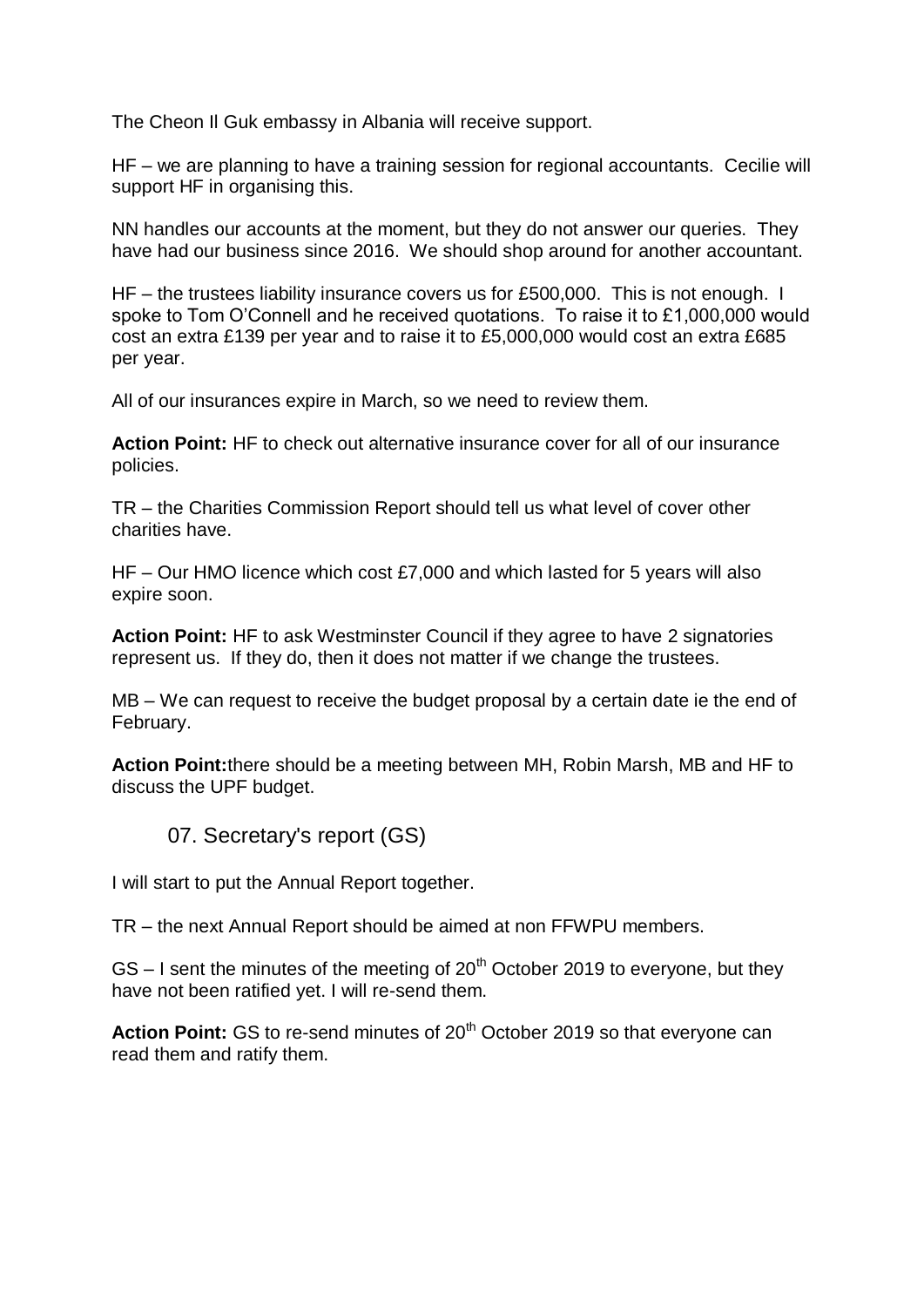The Cheon Il Guk embassy in Albania will receive support.

HF – we are planning to have a training session for regional accountants. Cecilie will support HF in organising this.

NN handles our accounts at the moment, but they do not answer our queries. They have had our business since 2016. We should shop around for another accountant.

HF – the trustees liability insurance covers us for £500,000. This is not enough. I spoke to Tom O'Connell and he received quotations. To raise it to £1,000,000 would cost an extra £139 per year and to raise it to £5,000,000 would cost an extra £685 per year.

All of our insurances expire in March, so we need to review them.

**Action Point:** HF to check out alternative insurance cover for all of our insurance policies.

TR – the Charities Commission Report should tell us what level of cover other charities have.

HF – Our HMO licence which cost £7,000 and which lasted for 5 years will also expire soon.

**Action Point:** HF to ask Westminster Council if they agree to have 2 signatories represent us. If they do, then it does not matter if we change the trustees.

MB – We can request to receive the budget proposal by a certain date ie the end of February.

**Action Point:**there should be a meeting between MH, Robin Marsh, MB and HF to discuss the UPF budget.

## 07. Secretary's report (GS)

I will start to put the Annual Report together.

TR – the next Annual Report should be aimed at non FFWPU members.

GS – I sent the minutes of the meeting of 20th October 2019 to everyone, but they have not been ratified yet. I will re-send them.

**Action Point:** GS to re-send minutes of 20th October 2019 so that everyone can read them and ratify them.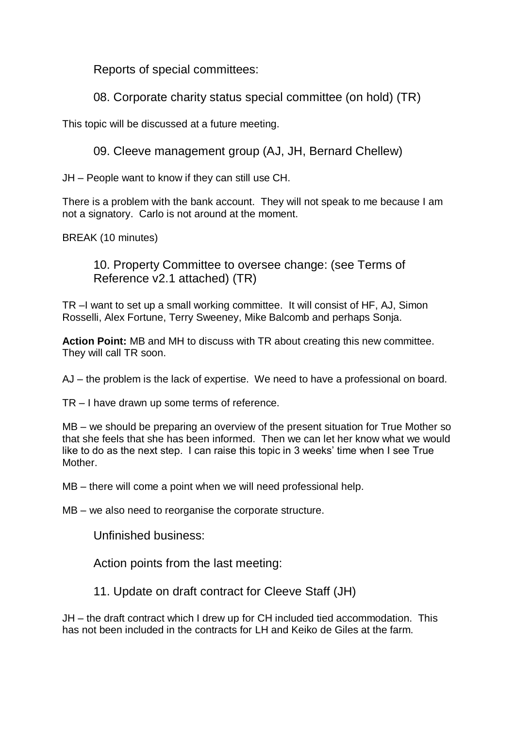## Reports of special committees:

### 08. Corporate charity status special committee (on hold) (TR)

This topic will be discussed at a future meeting.

### 09. Cleeve management group (AJ, JH, Bernard Chellew)

JH – People want to know if they can still use CH.

There is a problem with the bank account. They will not speak to me because I am not a signatory. Carlo is not around at the moment.

BREAK (10 minutes)

### 10. Property Committee to oversee change: (see Terms of Reference v2.1 attached) (TR)

TR –I want to set up a small working committee. It will consist of HF, AJ, Simon Rosselli, Alex Fortune, Terry Sweeney, Mike Balcomb and perhaps Sonja.

**Action Point:** MB and MH to discuss with TR about creating this new committee. They will call TR soon.

AJ – the problem is the lack of expertise. We need to have a professional on board.

TR – I have drawn up some terms of reference.

MB – we should be preparing an overview of the present situation for True Mother so that she feels that she has been informed. Then we can let her know what we would like to do as the next step. I can raise this topic in 3 weeks' time when I see True Mother.

MB – there will come a point when we will need professional help.

MB – we also need to reorganise the corporate structure.

## Unfinished business:

## Action points from the last meeting:

### 11. Update on draft contract for Cleeve Staff (JH)

JH – the draft contract which I drew up for CH included tied accommodation. This has not been included in the contracts for LH and Keiko de Giles at the farm.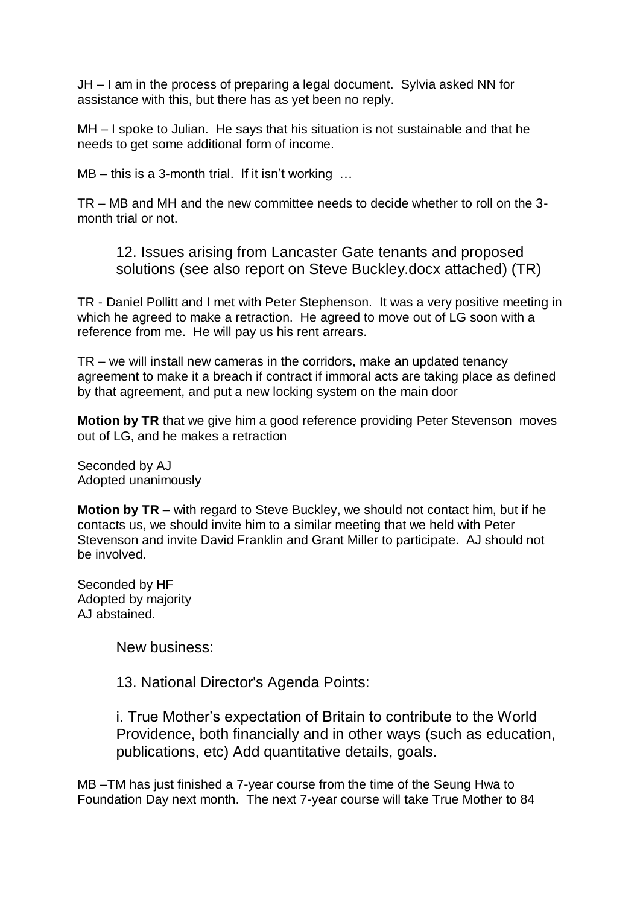JH – I am in the process of preparing a legal document. Sylvia asked NN for assistance with this, but there has as yet been no reply.

MH – I spoke to Julian. He says that his situation is not sustainable and that he needs to get some additional form of income.

MB – this is a 3-month trial. If it isn't working …

TR – MB and MH and the new committee needs to decide whether to roll on the 3-month trial or not.

### 12. Issues arising from Lancaster Gate tenants and proposed solutions (see also report on Steve Buckley.docx attached) (TR)

TR - Daniel Pollitt and I met with Peter Stephenson. It was a very positive meeting in which he agreed to make a retraction. He agreed to move out of LG soon with a reference from me. He will pay us his rent arrears.

TR – we will install new cameras in the corridors, make an updated tenancy agreement to make it a breach if contract if immoral acts are taking place as defined by that agreement, and put a new locking system on the main door

**Motion by TR** that we give him a good reference providing Peter Stevenson moves out of LG, and he makes a retraction

Seconded by AJ
Adopted unanimously

**Motion by TR** – with regard to Steve Buckley, we should not contact him, but if he contacts us, we should invite him to a similar meeting that we held with Peter Stevenson and invite David Franklin and Grant Miller to participate. AJ should not be involved.

Seconded by HF
Adopted by majority
AJ abstained.

New business:

### 13. National Director's Agenda Points:

i. True Mother's expectation of Britain to contribute to the World Providence, both financially and in other ways (such as education, publications, etc) Add quantitative details, goals.

MB –TM has just finished a 7-year course from the time of the Seung Hwa to Foundation Day next month. The next 7-year course will take True Mother to 84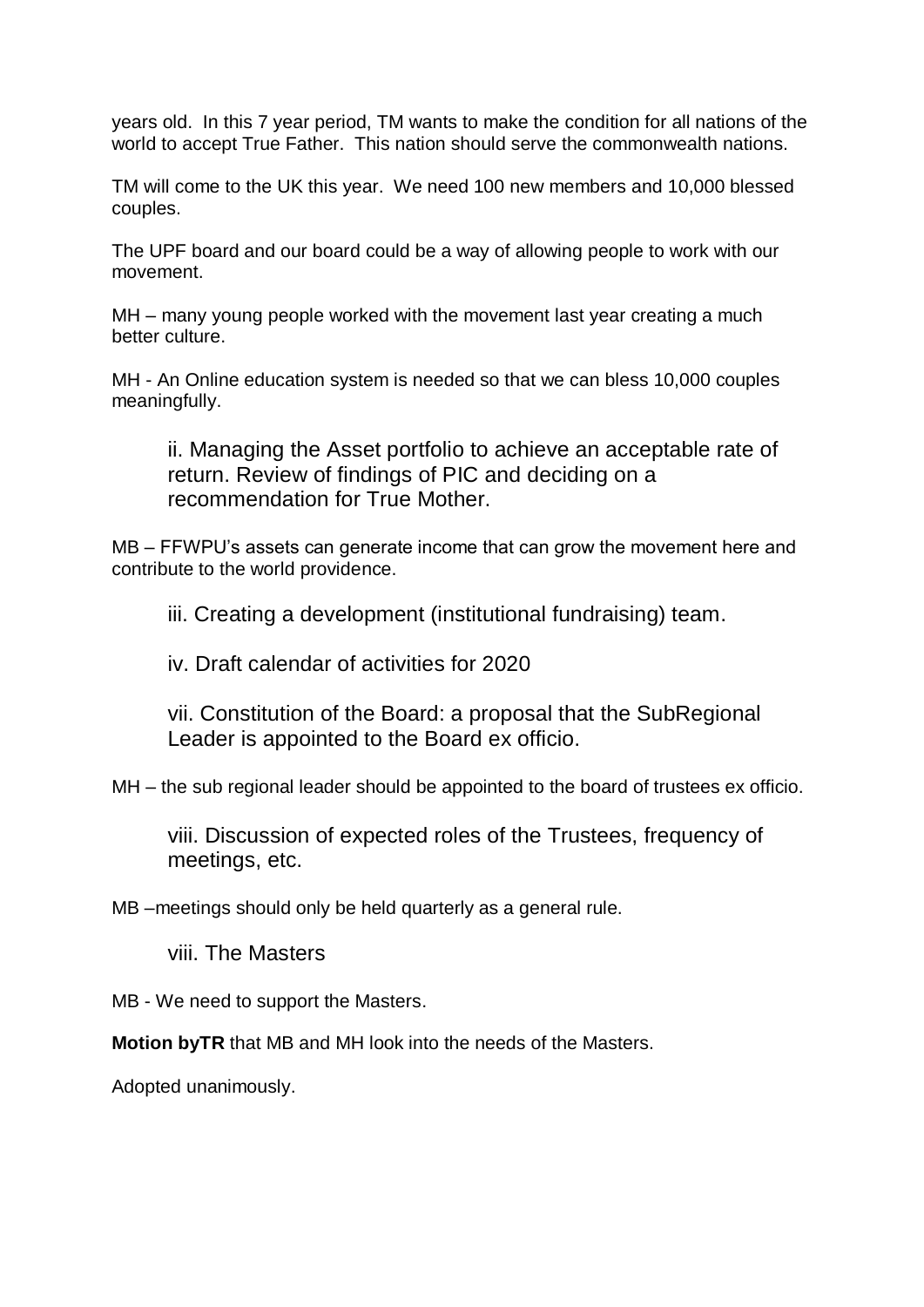years old. In this 7 year period, TM wants to make the condition for all nations of the world to accept True Father. This nation should serve the commonwealth nations.

TM will come to the UK this year. We need 100 new members and 10,000 blessed couples.

The UPF board and our board could be a way of allowing people to work with our movement.

MH – many young people worked with the movement last year creating a much better culture.

MH - An Online education system is needed so that we can bless 10,000 couples meaningfully.

> ii. Managing the Asset portfolio to achieve an acceptable rate of return. Review of findings of PIC and deciding on a recommendation for True Mother.

MB – FFWPU's assets can generate income that can grow the movement here and contribute to the world providence.

> iii. Creating a development (institutional fundraising) team.

> iv. Draft calendar of activities for 2020

> vii. Constitution of the Board: a proposal that the SubRegional Leader is appointed to the Board ex officio.

MH – the sub regional leader should be appointed to the board of trustees ex officio.

> viii. Discussion of expected roles of the Trustees, frequency of meetings, etc.

MB –meetings should only be held quarterly as a general rule.

> viii. The Masters

MB - We need to support the Masters.

**Motion byTR** that MB and MH look into the needs of the Masters.

Adopted unanimously.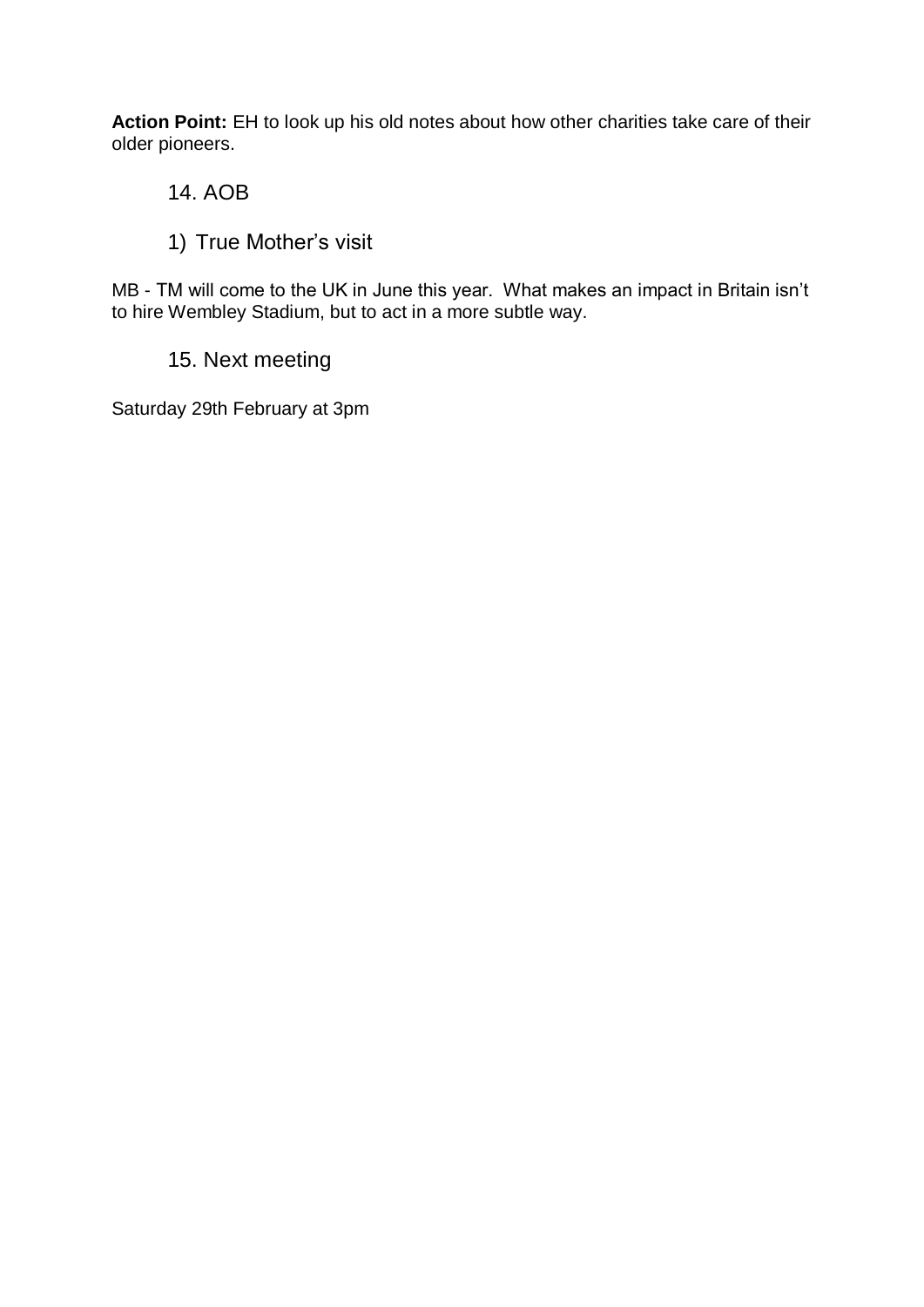**Action Point:** EH to look up his old notes about how other charities take care of their older pioneers.

## 14. AOB

### 1) True Mother's visit

MB - TM will come to the UK in June this year. What makes an impact in Britain isn't to hire Wembley Stadium, but to act in a more subtle way.

## 15. Next meeting

Saturday 29th February at 3pm